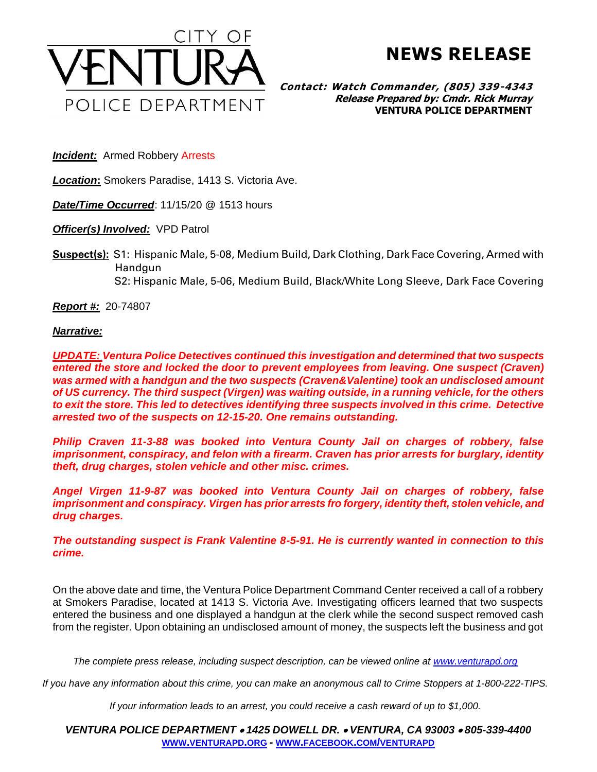# CITY OF VENTURA POLICE DEPARTMENT

# NEWS RELEASE

**Contact: Watch Commander, (805) 339-4343**
**Release Prepared by: Cmdr. Rick Murray**
**VENTURA POLICE DEPARTMENT**

***Incident:*** Armed Robbery Arrests

***Location*:** Smokers Paradise, 1413 S. Victoria Ave.

***Date/Time Occurred***: 11/15/20 @ 1513 hours

***Officer(s) Involved:*** VPD Patrol

**Suspect(s):** S1: Hispanic Male, 5-08, Medium Build, Dark Clothing, Dark Face Covering, Armed with Handgun
S2: Hispanic Male, 5-06, Medium Build, Black/White Long Sleeve, Dark Face Covering

***Report #:*** 20-74807

***Narrative:***

***UPDATE:* *Ventura Police Detectives continued this investigation and determined that two suspects entered the store and locked the door to prevent employees from leaving. One suspect (Craven) was armed with a handgun and the two suspects (Craven&Valentine) took an undisclosed amount of US currency. The third suspect (Virgen) was waiting outside, in a running vehicle, for the others to exit the store. This led to detectives identifying three suspects involved in this crime. Detective arrested two of the suspects on 12-15-20. One remains outstanding.***

***Philip Craven 11-3-88 was booked into Ventura County Jail on charges of robbery, false imprisonment, conspiracy, and felon with a firearm. Craven has prior arrests for burglary, identity theft, drug charges, stolen vehicle and other misc. crimes.***

***Angel Virgen 11-9-87 was booked into Ventura County Jail on charges of robbery, false imprisonment and conspiracy. Virgen has prior arrests fro forgery, identity theft, stolen vehicle, and drug charges.***

***The outstanding suspect is Frank Valentine 8-5-91. He is currently wanted in connection to this crime.***

On the above date and time, the Ventura Police Department Command Center received a call of a robbery at Smokers Paradise, located at 1413 S. Victoria Ave. Investigating officers learned that two suspects entered the business and one displayed a handgun at the clerk while the second suspect removed cash from the register. Upon obtaining an undisclosed amount of money, the suspects left the business and got

*The complete press release, including suspect description, can be viewed online at www.venturapd.org*

*If you have any information about this crime, you can make an anonymous call to Crime Stoppers at 1-800-222-TIPS.*

*If your information leads to an arrest, you could receive a cash reward of up to $1,000.*

***VENTURA POLICE DEPARTMENT • 1425 DOWELL DR. • VENTURA, CA 93003 • 805-339-4400***
**WWW.VENTURAPD.ORG - WWW.FACEBOOK.COM/VENTURAPD**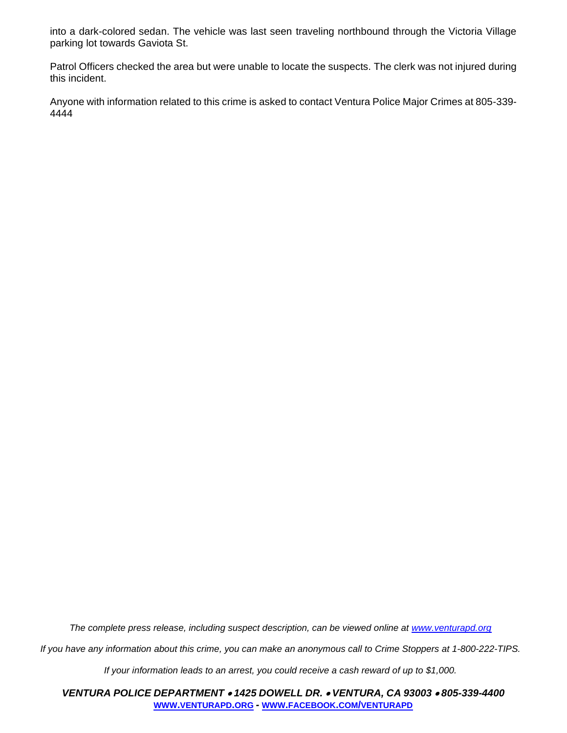into a dark-colored sedan. The vehicle was last seen traveling northbound through the Victoria Village parking lot towards Gaviota St.

Patrol Officers checked the area but were unable to locate the suspects. The clerk was not injured during this incident.

Anyone with information related to this crime is asked to contact Ventura Police Major Crimes at 805-339-4444

*The complete press release, including suspect description, can be viewed online at [www.venturapd.org](http://www.venturapd.org)*

*If you have any information about this crime, you can make an anonymous call to Crime Stoppers at 1-800-222-TIPS.*

*If your information leads to an arrest, you could receive a cash reward of up to $1,000.*

***VENTURA POLICE DEPARTMENT • 1425 DOWELL DR. • VENTURA, CA 93003 • 805-339-4400***

**[WWW.VENTURAPD.ORG](http://www.venturapd.org) - [WWW.FACEBOOK.COM/VENTURAPD](http://www.facebook.com/venturapd)**